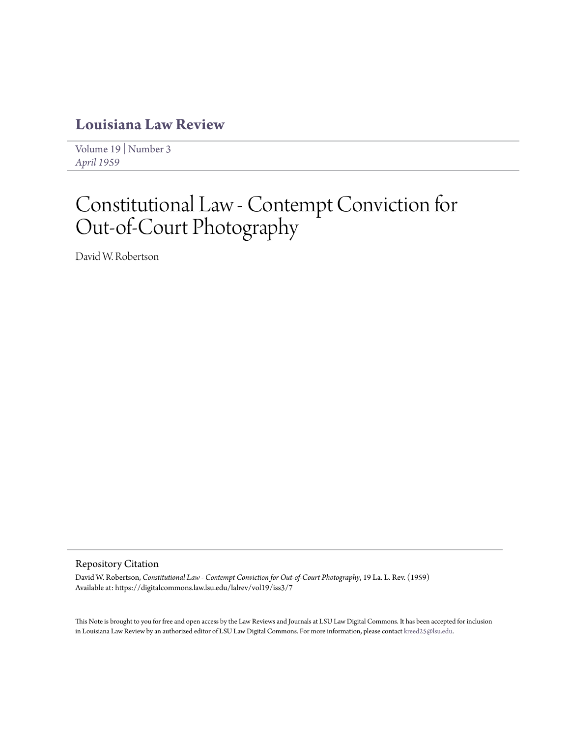# Louisiana Law Review

Volume 19 | Number 3
*April 1959*

# Constitutional Law - Contempt Conviction for Out-of-Court Photography

David W. Robertson

## Repository Citation

David W. Robertson, *Constitutional Law - Contempt Conviction for Out-of-Court Photography*, 19 La. L. Rev. (1959)
Available at: https://digitalcommons.law.lsu.edu/lalrev/vol19/iss3/7

This Note is brought to you for free and open access by the Law Reviews and Journals at LSU Law Digital Commons. It has been accepted for inclusion in Louisiana Law Review by an authorized editor of LSU Law Digital Commons. For more information, please contact kreed25@lsu.edu.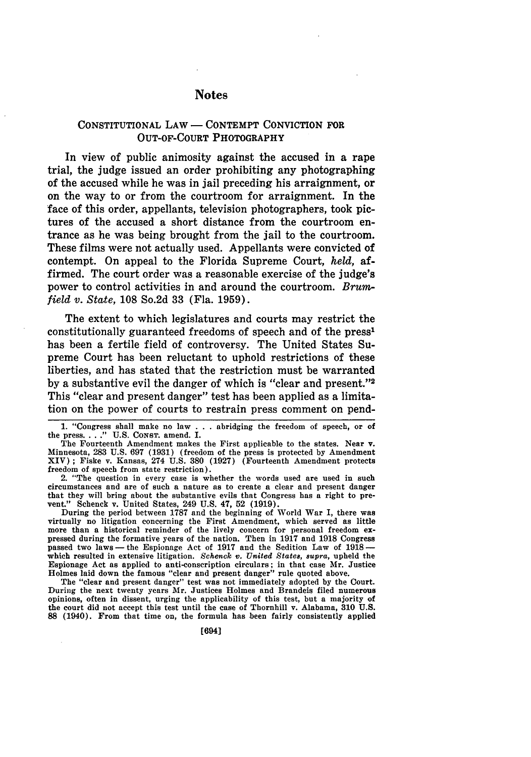# Notes

## CONSTITUTIONAL LAW — CONTEMPT CONVICTION FOR OUT-OF-COURT PHOTOGRAPHY

In view of public animosity against the accused in a rape trial, the judge issued an order prohibiting any photographing of the accused while he was in jail preceding his arraignment, or on the way to or from the courtroom for arraignment. In the face of this order, appellants, television photographers, took pictures of the accused a short distance from the courtroom entrance as he was being brought from the jail to the courtroom. These films were not actually used. Appellants were convicted of contempt. On appeal to the Florida Supreme Court, *held,* affirmed. The court order was a reasonable exercise of the judge's power to control activities in and around the courtroom. *Brumfield v. State,* 108 So.2d 33 (Fla. 1959).

The extent to which legislatures and courts may restrict the constitutionally guaranteed freedoms of speech and of the press[1] has been a fertile field of controversy. The United States Supreme Court has been reluctant to uphold restrictions of these liberties, and has stated that the restriction must be warranted by a substantive evil the danger of which is "clear and present."[2] This "clear and present danger" test has been applied as a limitation on the power of courts to restrain press comment on pend-

---

1. "Congress shall make no law . . . abridging the freedom of speech, or of the press. . . ." U.S. CONST. amend. I.

The Fourteenth Amendment makes the First applicable to the states. Near v. Minnesota, 283 U.S. 697 (1931) (freedom of the press is protected by Amendment XIV); Fiske v. Kansas, 274 U.S. 380 (1927) (Fourteenth Amendment protects freedom of speech from state restriction).

2. "The question in every case is whether the words used are used in such circumstances and are of such a nature as to create a clear and present danger that they will bring about the substantive evils that Congress has a right to prevent." Schenck v. United States, 249 U.S. 47, 52 (1919).

During the period between 1787 and the beginning of World War I, there was virtually no litigation concerning the First Amendment, which served as little more than a historical reminder of the lively concern for personal freedom expressed during the formative years of the nation. Then in 1917 and 1918 Congress passed two laws — the Espionage Act of 1917 and the Sedition Law of 1918 — which resulted in extensive litigation. *Schenck v. United States, supra,* upheld the Espionage Act as applied to anti-conscription circulars; in that case Mr. Justice Holmes laid down the famous "clear and present danger" rule quoted above.

The "clear and present danger" test was not immediately adopted by the Court. During the next twenty years Mr. Justices Holmes and Brandeis filed numerous opinions, often in dissent, urging the applicability of this test, but a majority of the court did not accept this test until the case of Thornhill v. Alabama, 310 U.S. 88 (1940). From that time on, the formula has been fairly consistently applied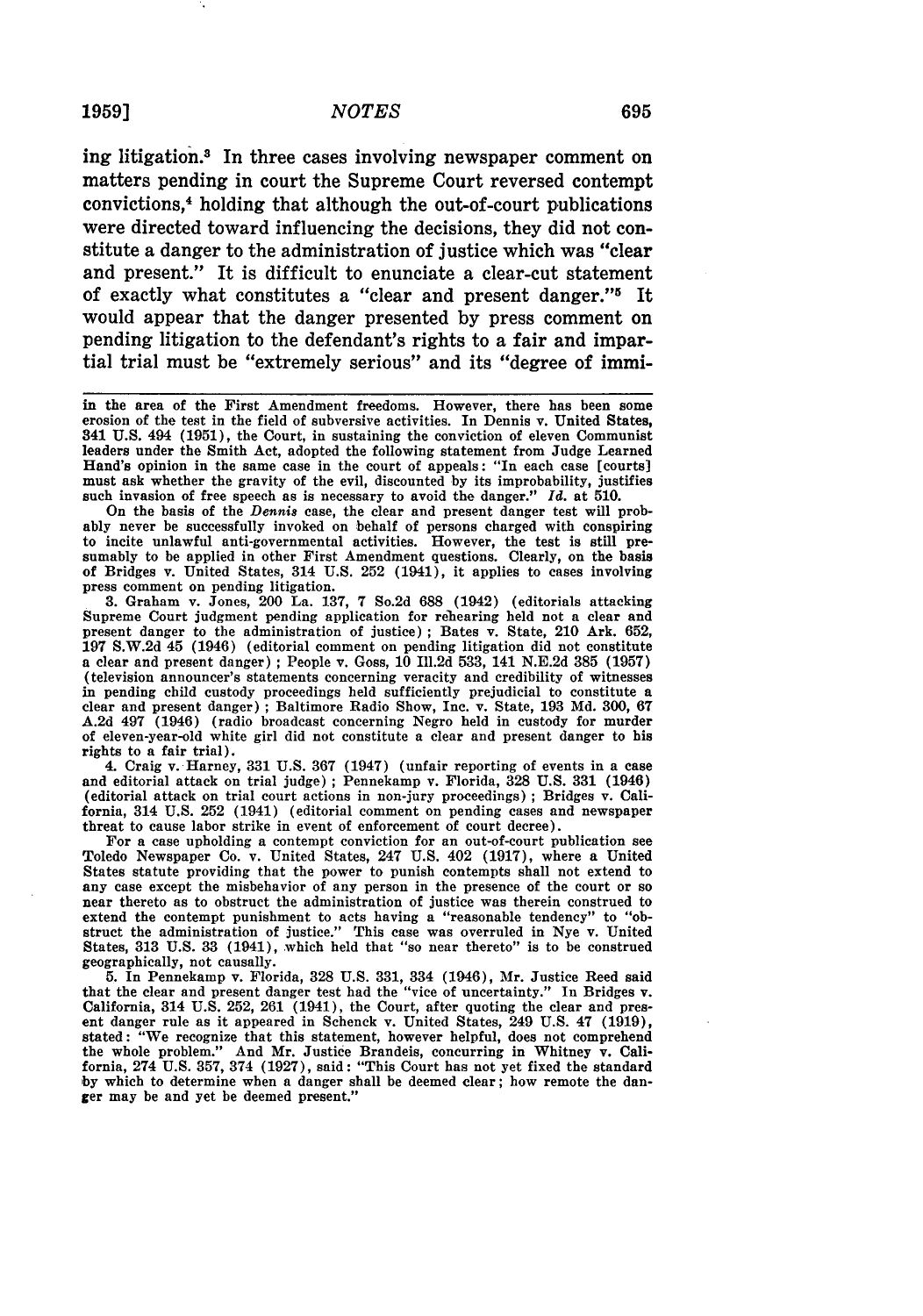ing litigation.[3] In three cases involving newspaper comment on matters pending in court the Supreme Court reversed contempt convictions,[4] holding that although the out-of-court publications were directed toward influencing the decisions, they did not constitute a danger to the administration of justice which was "clear and present." It is difficult to enunciate a clear-cut statement of exactly what constitutes a "clear and present danger."[5] It would appear that the danger presented by press comment on pending litigation to the defendant's rights to a fair and impartial trial must be "extremely serious" and its "degree of immi-

---

in the area of the First Amendment freedoms. However, there has been some erosion of the test in the field of subversive activities. In Dennis v. United States, 341 U.S. 494 (1951), the Court, in sustaining the conviction of eleven Communist leaders under the Smith Act, adopted the following statement from Judge Learned Hand's opinion in the same case in the court of appeals: "In each case [courts] must ask whether the gravity of the evil, discounted by its improbability, justifies such invasion of free speech as is necessary to avoid the danger." *Id.* at 510.

On the basis of the *Dennis* case, the clear and present danger test will probably never be successfully invoked on behalf of persons charged with conspiring to incite unlawful anti-governmental activities. However, the test is still presumably to be applied in other First Amendment questions. Clearly, on the basis of Bridges v. United States, 314 U.S. 252 (1941), it applies to cases involving press comment on pending litigation.

3. Graham v. Jones, 200 La. 137, 7 So.2d 688 (1942) (editorials attacking Supreme Court judgment pending application for rehearing held not a clear and present danger to the administration of justice); Bates v. State, 210 Ark. 652, 197 S.W.2d 45 (1946) (editorial comment on pending litigation did not constitute a clear and present danger); People v. Goss, 10 Ill.2d 533, 141 N.E.2d 385 (1957) (television announcer's statements concerning veracity and credibility of witnesses in pending child custody proceedings held sufficiently prejudicial to constitute a clear and present danger); Baltimore Radio Show, Inc. v. State, 193 Md. 300, 67 A.2d 497 (1946) (radio broadcast concerning Negro held in custody for murder of eleven-year-old white girl did not constitute a clear and present danger to his rights to a fair trial).

4. Craig v. Harney, 331 U.S. 367 (1947) (unfair reporting of events in a case and editorial attack on trial judge); Pennekamp v. Florida, 328 U.S. 331 (1946) (editorial attack on trial court actions in non-jury proceedings); Bridges v. California, 314 U.S. 252 (1941) (editorial comment on pending cases and newspaper threat to cause labor strike in event of enforcement of court decree).

For a case upholding a contempt conviction for an out-of-court publication see Toledo Newspaper Co. v. United States, 247 U.S. 402 (1917), where a United States statute providing that the power to punish contempts shall not extend to any case except the misbehavior of any person in the presence of the court or so near thereto as to obstruct the administration of justice was therein construed to extend the contempt punishment to acts having a "reasonable tendency" to "obstruct the administration of justice." This case was overruled in Nye v. United States, 313 U.S. 33 (1941), which held that "so near thereto" is to be construed geographically, not causally.

5. In Pennekamp v. Florida, 328 U.S. 331, 334 (1946), Mr. Justice Reed said that the clear and present danger test had the "vice of uncertainty." In Bridges v. California, 314 U.S. 252, 261 (1941), the Court, after quoting the clear and present danger rule as it appeared in Schenck v. United States, 249 U.S. 47 (1919), stated: "We recognize that this statement, however helpful, does not comprehend the whole problem." And Mr. Justice Brandeis, concurring in Whitney v. California, 274 U.S. 357, 374 (1927), said: "This Court has not yet fixed the standard by which to determine when a danger shall be deemed clear; how remote the danger may be and yet be deemed present."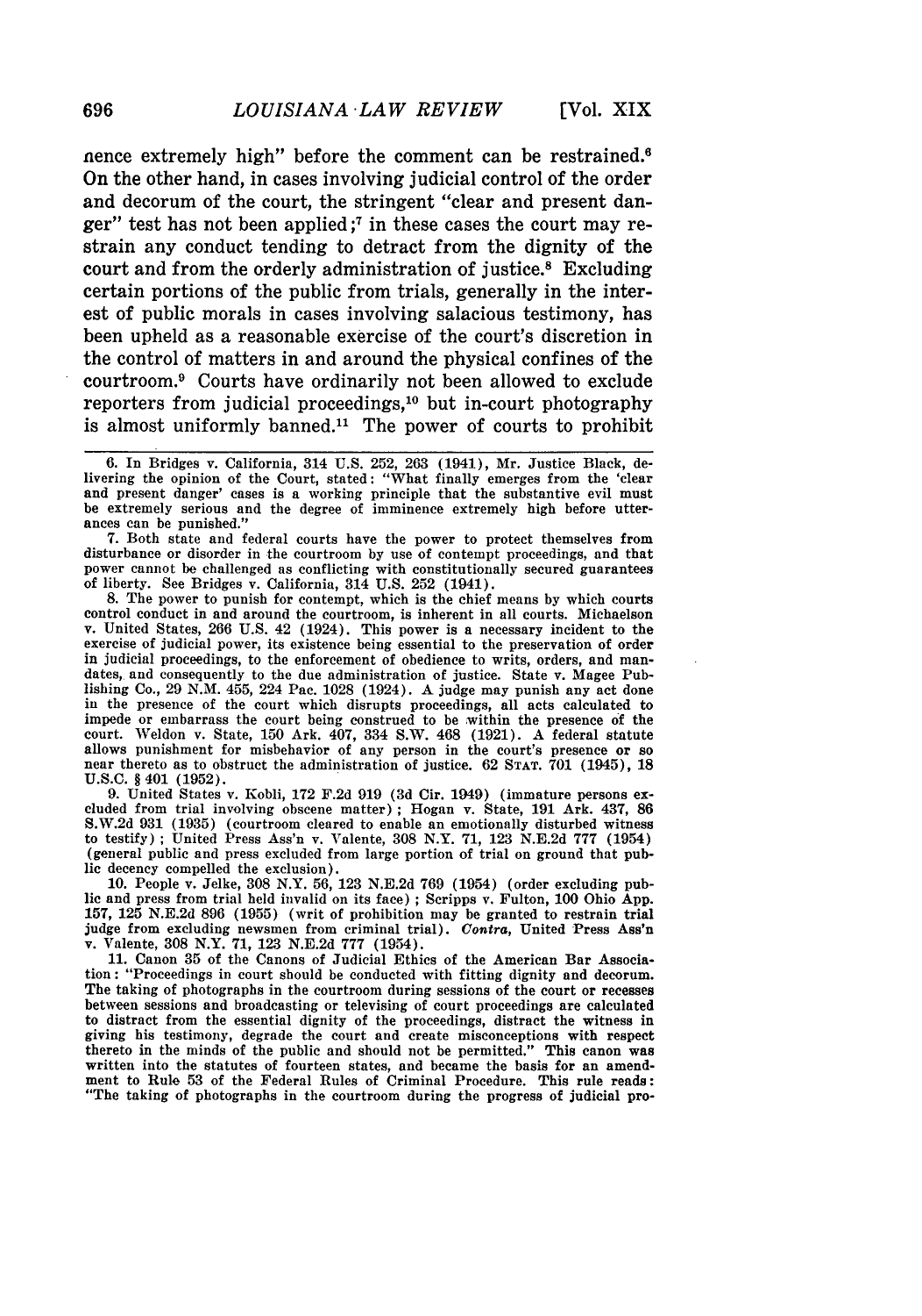nence extremely high" before the comment can be restrained.[6] On the other hand, in cases involving judicial control of the order and decorum of the court, the stringent "clear and present danger" test has not been applied;[7] in these cases the court may restrain any conduct tending to detract from the dignity of the court and from the orderly administration of justice.[8] Excluding certain portions of the public from trials, generally in the interest of public morals in cases involving salacious testimony, has been upheld as a reasonable exercise of the court's discretion in the control of matters in and around the physical confines of the courtroom.[9] Courts have ordinarily not been allowed to exclude reporters from judicial proceedings,[10] but in-court photography is almost uniformly banned.[11] The power of courts to prohibit

6. In Bridges v. California, 314 U.S. 252, 263 (1941), Mr. Justice Black, delivering the opinion of the Court, stated: "What finally emerges from the 'clear and present danger' cases is a working principle that the substantive evil must be extremely serious and the degree of imminence extremely high before utterances can be punished."

7. Both state and federal courts have the power to protect themselves from disturbance or disorder in the courtroom by use of contempt proceedings, and that power cannot be challenged as conflicting with constitutionally secured guarantees of liberty. See Bridges v. California, 314 U.S. 252 (1941).

8. The power to punish for contempt, which is the chief means by which courts control conduct in and around the courtroom, is inherent in all courts. Michaelson v. United States, 266 U.S. 42 (1924). This power is a necessary incident to the exercise of judicial power, its existence being essential to the preservation of order in judicial proceedings, to the enforcement of obedience to writs, orders, and mandates, and consequently to the due administration of justice. State v. Magee Publishing Co., 29 N.M. 455, 224 Pac. 1028 (1924). A judge may punish any act done in the presence of the court which disrupts proceedings, all acts calculated to impede or embarrass the court being construed to be within the presence of the court. Weldon v. State, 150 Ark. 407, 334 S.W. 468 (1921). A federal statute allows punishment for misbehavior of any person in the court's presence or so near thereto as to obstruct the administration of justice. 62 STAT. 701 (1945), 18 U.S.C. § 401 (1952).

9. United States v. Kobli, 172 F.2d 919 (3d Cir. 1949) (immature persons excluded from trial involving obscene matter); Hogan v. State, 191 Ark. 437, 86 S.W.2d 931 (1935) (courtroom cleared to enable an emotionally disturbed witness to testify); United Press Ass'n v. Valente, 308 N.Y. 71, 123 N.E.2d 777 (1954) (general public and press excluded from large portion of trial on ground that public decency compelled the exclusion).

10. People v. Jelke, 308 N.Y. 56, 123 N.E.2d 769 (1954) (order excluding public and press from trial held invalid on its face); Scripps v. Fulton, 100 Ohio App. 157, 125 N.E.2d 896 (1955) (writ of prohibition may be granted to restrain trial judge from excluding newsmen from criminal trial). *Contra*, United Press Ass'n v. Valente, 308 N.Y. 71, 123 N.E.2d 777 (1954).

11. Canon 35 of the Canons of Judicial Ethics of the American Bar Association: "Proceedings in court should be conducted with fitting dignity and decorum. The taking of photographs in the courtroom during sessions of the court or recesses between sessions and broadcasting or televising of court proceedings are calculated to distract from the essential dignity of the proceedings, distract the witness in giving his testimony, degrade the court and create misconceptions with respect thereto in the minds of the public and should not be permitted." This canon was written into the statutes of fourteen states, and became the basis for an amendment to Rule 53 of the Federal Rules of Criminal Procedure. This rule reads: "The taking of photographs in the courtroom during the progress of judicial pro-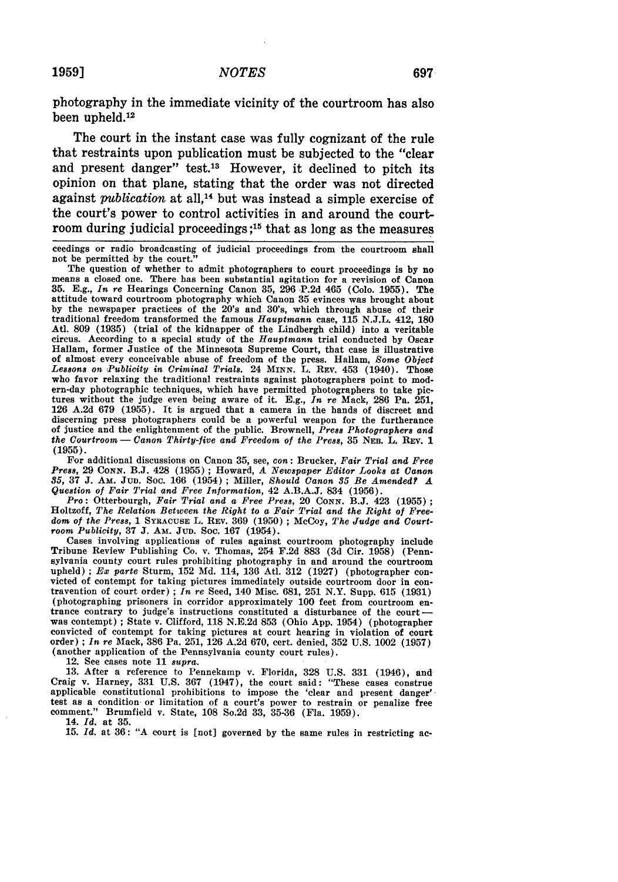photography in the immediate vicinity of the courtroom has also been upheld.[12]

The court in the instant case was fully cognizant of the rule that restraints upon publication must be subjected to the "clear and present danger" test.[13] However, it declined to pitch its opinion on that plane, stating that the order was not directed against *publication* at all,[14] but was instead a simple exercise of the court's power to control activities in and around the courtroom during judicial proceedings;[15] that as long as the measures

---

ceedings or radio broadcasting of judicial proceedings from the courtroom shall not be permitted by the court."

The question of whether to admit photographers to court proceedings is by no means a closed one. There has been substantial agitation for a revision of Canon 35. E.g., *In re* Hearings Concerning Canon 35, 296 P.2d 465 (Colo. 1955). The attitude toward courtroom photography which Canon 35 evinces was brought about by the newspaper practices of the 20's and 30's, which through abuse of their traditional freedom transformed the famous *Hauptmann* case, 115 N.J.L. 412, 180 Atl. 809 (1935) (trial of the kidnapper of the Lindbergh child) into a veritable circus. According to a special study of the *Hauptmann* trial conducted by Oscar Hallam, former Justice of the Minnesota Supreme Court, that case is illustrative of almost every conceivable abuse of freedom of the press. Hallam, *Some Object Lessons on Publicity in Criminal Trials.* 24 MINN. L. REV. 453 (1940). Those who favor relaxing the traditional restraints against photographers point to modern-day photographic techniques, which have permitted photographers to take pictures without the judge even being aware of it. E.g., *In re* Mack, 286 Pa. 251, 126 A.2d 679 (1955). It is argued that a camera in the hands of discreet and discerning press photographers could be a powerful weapon for the furtherance of justice and the enlightenment of the public. Brownell, *Press Photographers and the Courtroom — Canon Thirty-five and Freedom of the Press,* 35 NEB. L. REV. 1 (1955).

For additional discussions on Canon 35, see, *con*: Brucker, *Fair Trial and Free Press,* 29 CONN. B.J. 428 (1955); Howard, *A Newspaper Editor Looks at Canon 35,* 37 J. AM. JUD. SOC. 166 (1954); Miller, *Should Canon 35 Be Amended? A Question of Fair Trial and Free Information,* 42 A.B.A.J. 834 (1956).

*Pro*: Otterbourgh, *Fair Trial and a Free Press,* 20 CONN. B.J. 423 (1955); Holtzoff, *The Relation Between the Right to a Fair Trial and the Right of Freedom of the Press,* 1 SYRACUSE L. REV. 369 (1950); McCoy, *The Judge and Courtroom Publicity,* 37 J. AM. JUD. SOC. 167 (1954).

Cases involving applications of rules against courtroom photography include Tribune Review Publishing Co. v. Thomas, 254 F.2d 883 (3d Cir. 1958) (Pennsylvania county court rules prohibiting photography in and around the courtroom upheld); *Ex parte* Sturm, 152 Md. 114, 136 Atl. 312 (1927) (photographer convicted of contempt for taking pictures immediately outside courtroom door in contravention of court order); *In re* Seed, 140 Misc. 681, 251 N.Y. Supp. 615 (1931) (photographing prisoners in corridor approximately 100 feet from courtroom entrance contrary to judge's instructions constituted a disturbance of the court — was contempt); State v. Clifford, 118 N.E.2d 853 (Ohio App. 1954) (photographer convicted of contempt for taking pictures at court hearing in violation of court order); *In re* Mack, 386 Pa. 251, 126 A.2d 670, cert. denied, 352 U.S. 1002 (1957) (another application of the Pennsylvania county court rules).

12. See cases note 11 *supra.*

13. After a reference to Pennekamp v. Florida, 328 U.S. 331 (1946), and Craig v. Harney, 331 U.S. 367 (1947), the court said: "These cases construe applicable constitutional prohibitions to impose the 'clear and present danger' test as a condition or limitation of a court's power to restrain or penalize free comment." Brumfield v. State, 108 So.2d 33, 35-36 (Fla. 1959).

14. *Id.* at 35.

15. *Id.* at 36: "A court is [not] governed by the same rules in restricting ac-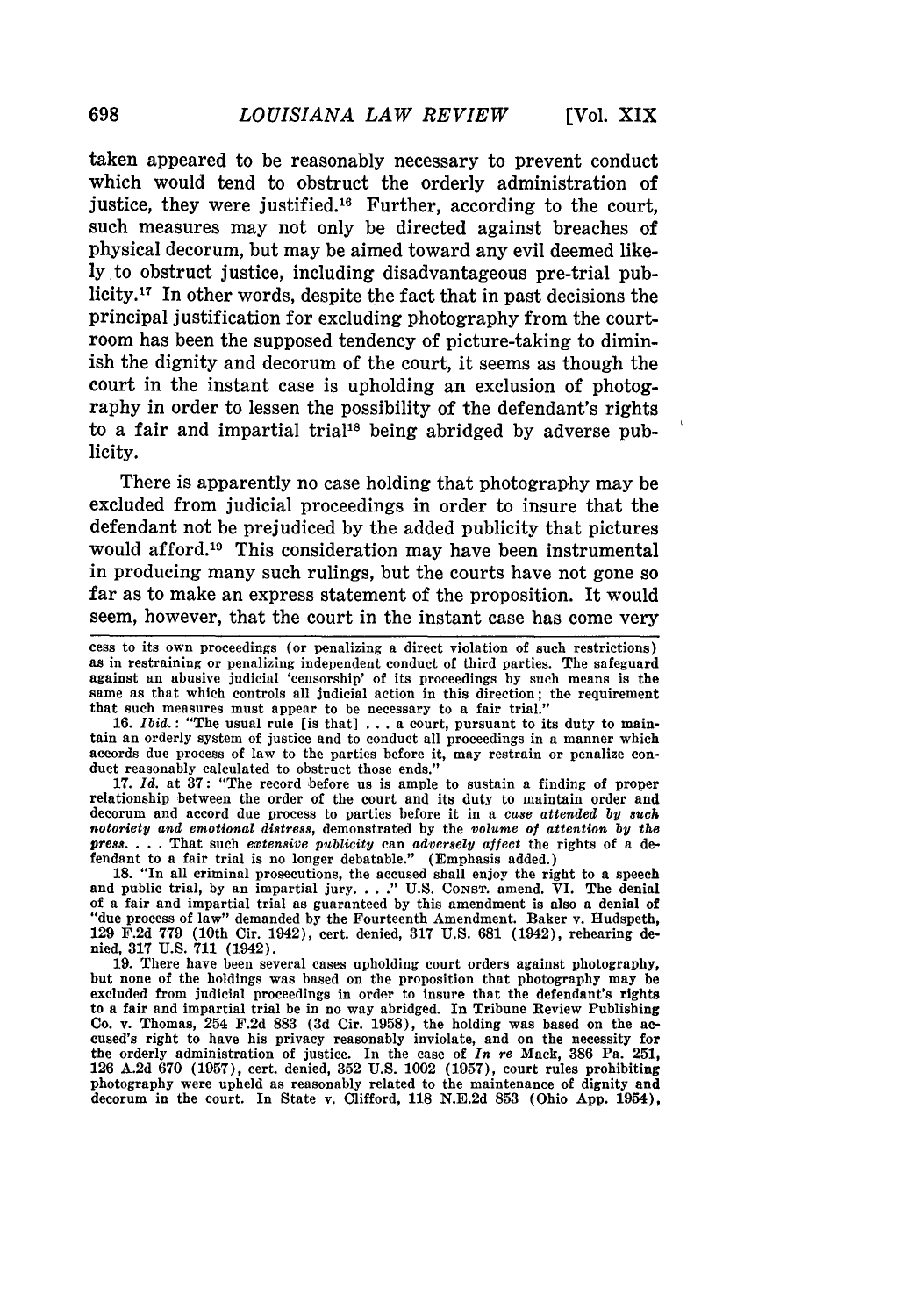taken appeared to be reasonably necessary to prevent conduct which would tend to obstruct the orderly administration of justice, they were justified.[16] Further, according to the court, such measures may not only be directed against breaches of physical decorum, but may be aimed toward any evil deemed likely to obstruct justice, including disadvantageous pre-trial publicity.[17] In other words, despite the fact that in past decisions the principal justification for excluding photography from the courtroom has been the supposed tendency of picture-taking to diminish the dignity and decorum of the court, it seems as though the court in the instant case is upholding an exclusion of photography in order to lessen the possibility of the defendant's rights to a fair and impartial trial[18] being abridged by adverse publicity.

There is apparently no case holding that photography may be excluded from judicial proceedings in order to insure that the defendant not be prejudiced by the added publicity that pictures would afford.[19] This consideration may have been instrumental in producing many such rulings, but the courts have not gone so far as to make an express statement of the proposition. It would seem, however, that the court in the instant case has come very

---

cess to its own proceedings (or penalizing a direct violation of such restrictions) as in restraining or penalizing independent conduct of third parties. The safeguard against an abusive judicial 'censorship' of its proceedings by such means is the same as that which controls all judicial action in this direction; the requirement that such measures must appear to be necessary to a fair trial."

16. *Ibid.*: "The usual rule [is that] . . . a court, pursuant to its duty to maintain an orderly system of justice and to conduct all proceedings in a manner which accords due process of law to the parties before it, may restrain or penalize conduct reasonably calculated to obstruct those ends."

17. *Id.* at 37: "The record before us is ample to sustain a finding of proper relationship between the order of the court and its duty to maintain order and decorum and accord due process to parties before it in a *case attended by such notoriety and emotional distress*, demonstrated by the *volume of attention by the press*. . . . That such *extensive publicity* can *adversely affect* the rights of a defendant to a fair trial is no longer debatable." (Emphasis added.)

18. "In all criminal prosecutions, the accused shall enjoy the right to a speedy and public trial, by an impartial jury. . . ." U.S. CONST. amend. VI. The denial of a fair and impartial trial as guaranteed by this amendment is also a denial of "due process of law" demanded by the Fourteenth Amendment. Baker v. Hudspeth, 129 F.2d 779 (10th Cir. 1942), cert. denied, 317 U.S. 681 (1942), rehearing denied, 317 U.S. 711 (1942).

19. There have been several cases upholding court orders against photography, but none of the holdings was based on the proposition that photography may be excluded from judicial proceedings in order to insure that the defendant's rights to a fair and impartial trial be in no way abridged. In Tribune Review Publishing Co. v. Thomas, 254 F.2d 883 (3d Cir. 1958), the holding was based on the accused's right to have his privacy reasonably inviolate, and on the necessity for the orderly administration of justice. In the case of *In re* Mack, 386 Pa. 251, 126 A.2d 670 (1957), cert. denied, 352 U.S. 1002 (1957), court rules prohibiting photography were upheld as reasonably related to the maintenance of dignity and decorum in the court. In State v. Clifford, 118 N.E.2d 853 (Ohio App. 1954),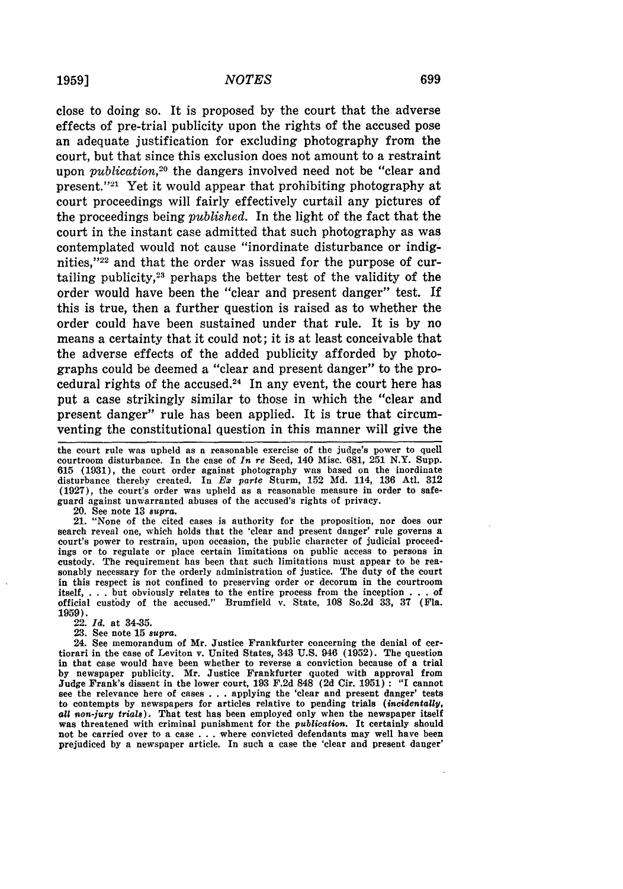close to doing so. It is proposed by the court that the adverse effects of pre-trial publicity upon the rights of the accused pose an adequate justification for excluding photography from the court, but that since this exclusion does not amount to a restraint upon *publication*,[20] the dangers involved need not be "clear and present."[21] Yet it would appear that prohibiting photography at court proceedings will fairly effectively curtail any pictures of the proceedings being *published*. In the light of the fact that the court in the instant case admitted that such photography as was contemplated would not cause "inordinate disturbance or indignities,"[22] and that the order was issued for the purpose of curtailing publicity,[23] perhaps the better test of the validity of the order would have been the "clear and present danger" test. If this is true, then a further question is raised as to whether the order could have been sustained under that rule. It is by no means a certainty that it could not; it is at least conceivable that the adverse effects of the added publicity afforded by photographs could be deemed a "clear and present danger" to the procedural rights of the accused.[24] In any event, the court here has put a case strikingly similar to those in which the "clear and present danger" rule has been applied. It is true that circumventing the constitutional question in this manner will give the

---

the court rule was upheld as a reasonable exercise of the judge's power to quell courtroom disturbance. In the case of *In re* Seed, 140 Misc. 681, 251 N.Y. Supp. 615 (1931), the court order against photography was based on the inordinate disturbance thereby created. In *Ex parte* Sturm, 152 Md. 114, 136 Atl. 312 (1927), the court's order was upheld as a reasonable measure in order to safeguard against unwarranted abuses of the accused's rights of privacy.

20. See note 13 *supra*.

21. "None of the cited cases is authority for the proposition, nor does our search reveal one, which holds that the 'clear and present danger' rule governs a court's power to restrain, upon occasion, the public character of judicial proceedings or to regulate or place certain limitations on public access to persons in custody. The requirement has been that such limitations must appear to be reasonably necessary for the orderly administration of justice. The duty of the court in this respect is not confined to preserving order or decorum in the courtroom itself, . . . but obviously relates to the entire process from the inception . . . of official custody of the accused." Brumfield v. State, 108 So.2d 33, 37 (Fla. 1959).

22. *Id.* at 34-35.

23. See note 15 *supra*.

24. See memorandum of Mr. Justice Frankfurter concerning the denial of certiorari in the case of Leviton v. United States, 343 U.S. 946 (1952). The question in that case would have been whether to reverse a conviction because of a trial by newspaper publicity. Mr. Justice Frankfurter quoted with approval from Judge Frank's dissent in the lower court, 193 F.2d 848 (2d Cir. 1951): "I cannot see the relevance here of cases . . . applying the 'clear and present danger' tests to contempts by newspapers for articles relative to pending trials (*incidentally, all non-jury trials*). That test has been employed only when the newspaper itself was threatened with criminal punishment for the *publication*. It certainly should not be carried over to a case . . . where convicted defendants may well have been prejudiced by a newspaper article. In such a case the 'clear and present danger'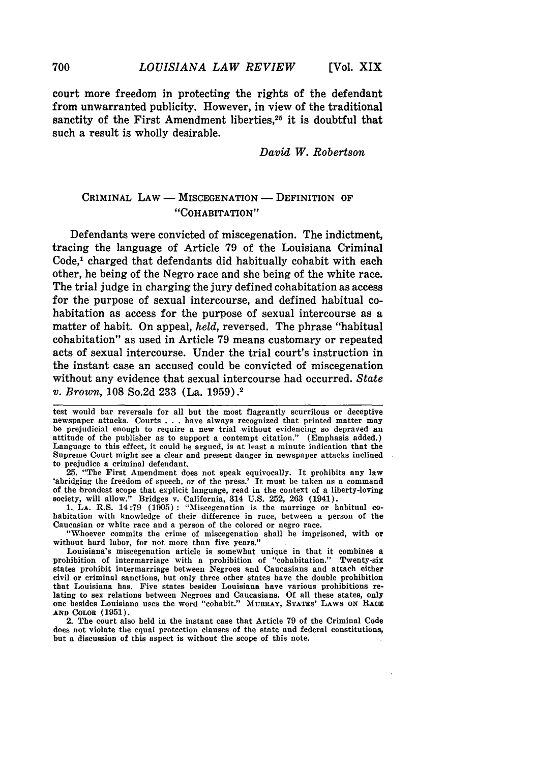court more freedom in protecting the rights of the defendant from unwarranted publicity. However, in view of the traditional sanctity of the First Amendment liberties,[25] it is doubtful that such a result is wholly desirable.

*David W. Robertson*

## CRIMINAL LAW — MISCEGENATION — DEFINITION OF "COHABITATION"

Defendants were convicted of miscegenation. The indictment, tracing the language of Article 79 of the Louisiana Criminal Code,[1] charged that defendants did habitually cohabit with each other, he being of the Negro race and she being of the white race. The trial judge in charging the jury defined cohabitation as access for the purpose of sexual intercourse, and defined habitual cohabitation as access for the purpose of sexual intercourse as a matter of habit. On appeal, *held*, reversed. The phrase "habitual cohabitation" as used in Article 79 means customary or repeated acts of sexual intercourse. Under the trial court's instruction in the instant case an accused could be convicted of miscegenation without any evidence that sexual intercourse had occurred. *State v. Brown*, 108 So.2d 233 (La. 1959).[2]

---

test would bar reversals for all but the most flagrantly scurrilous or deceptive newspaper attacks. Courts . . . have always recognized that printed matter may be prejudicial enough to require a new trial without evidencing so depraved an attitude of the publisher as to support a contempt citation." (Emphasis added.) Language to this effect, it could be argued, is at least a minute indication that the Supreme Court might see a clear and present danger in newspaper attacks inclined to prejudice a criminal defendant.

25. "The First Amendment does not speak equivocally. It prohibits any law 'abridging the freedom of speech, or of the press.' It must be taken as a command of the broadest scope that explicit language, read in the context of a liberty-loving society, will allow." Bridges v. California, 314 U.S. 252, 263 (1941).

1. LA. R.S. 14:79 (1905): "Miscegenation is the marriage or habitual cohabitation with knowledge of their difference in race, between a person of the Caucasian or white race and a person of the colored or negro race.

"Whoever commits the crime of miscegenation shall be imprisoned, with or without hard labor, for not more than five years."

Louisiana's miscegenation article is somewhat unique in that it combines a prohibition of intermarriage with a prohibition of "cohabitation." Twenty-six states prohibit intermarriage between Negroes and Caucasians and attach either civil or criminal sanctions, but only three other states have the double prohibition that Louisiana has. Five states besides Louisiana have various prohibitions relating to sex relations between Negroes and Caucasians. Of all these states, only one besides Louisiana uses the word "cohabit." MURRAY, STATES' LAWS ON RACE AND COLOR (1951).

2. The court also held in the instant case that Article 79 of the Criminal Code does not violate the equal protection clauses of the state and federal constitutions, but a discussion of this aspect is without the scope of this note.